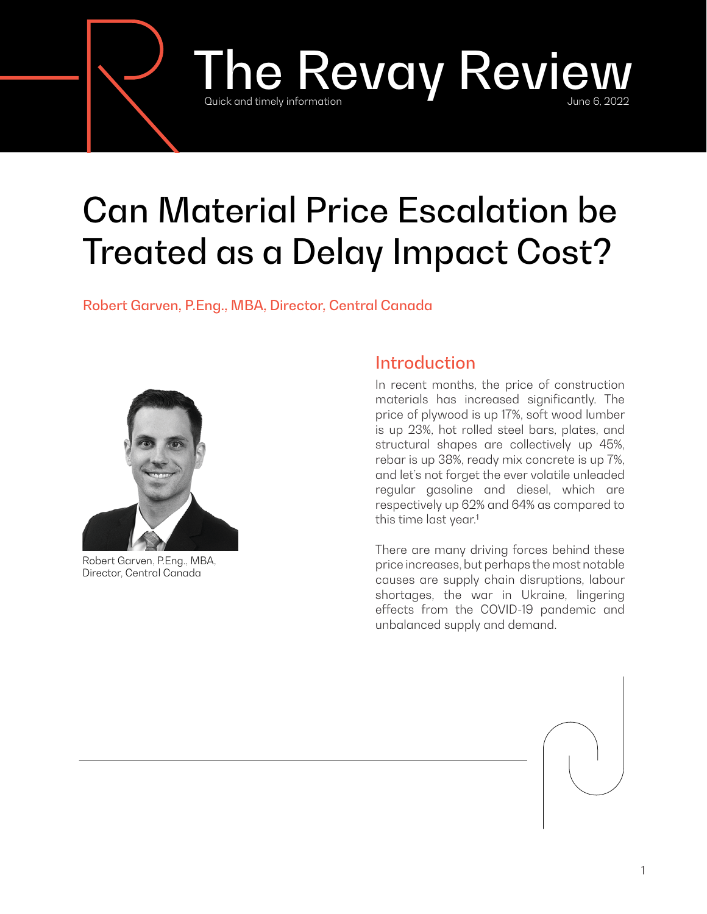# The Revay Review

Quick and timely information

June 6, 2022

# Can Material Price Escalation be Treated as a Delay Impact Cost?

Robert Garven, P.Eng., MBA, Director, Central Canada

Robert Garven, P.Eng., MBA, Director, Central Canada

## Introduction

In recent months, the price of construction materials has increased significantly. The price of plywood is up 17%, soft wood lumber is up 23%, hot rolled steel bars, plates, and structural shapes are collectively up 45%, rebar is up 38%, ready mix concrete is up 7%, and let's not forget the ever volatile unleaded regular gasoline and diesel, which are respectively up 62% and 64% as compared to this time last year.[1]

There are many driving forces behind these price increases, but perhaps the most notable causes are supply chain disruptions, labour shortages, the war in Ukraine, lingering effects from the COVID-19 pandemic and unbalanced supply and demand.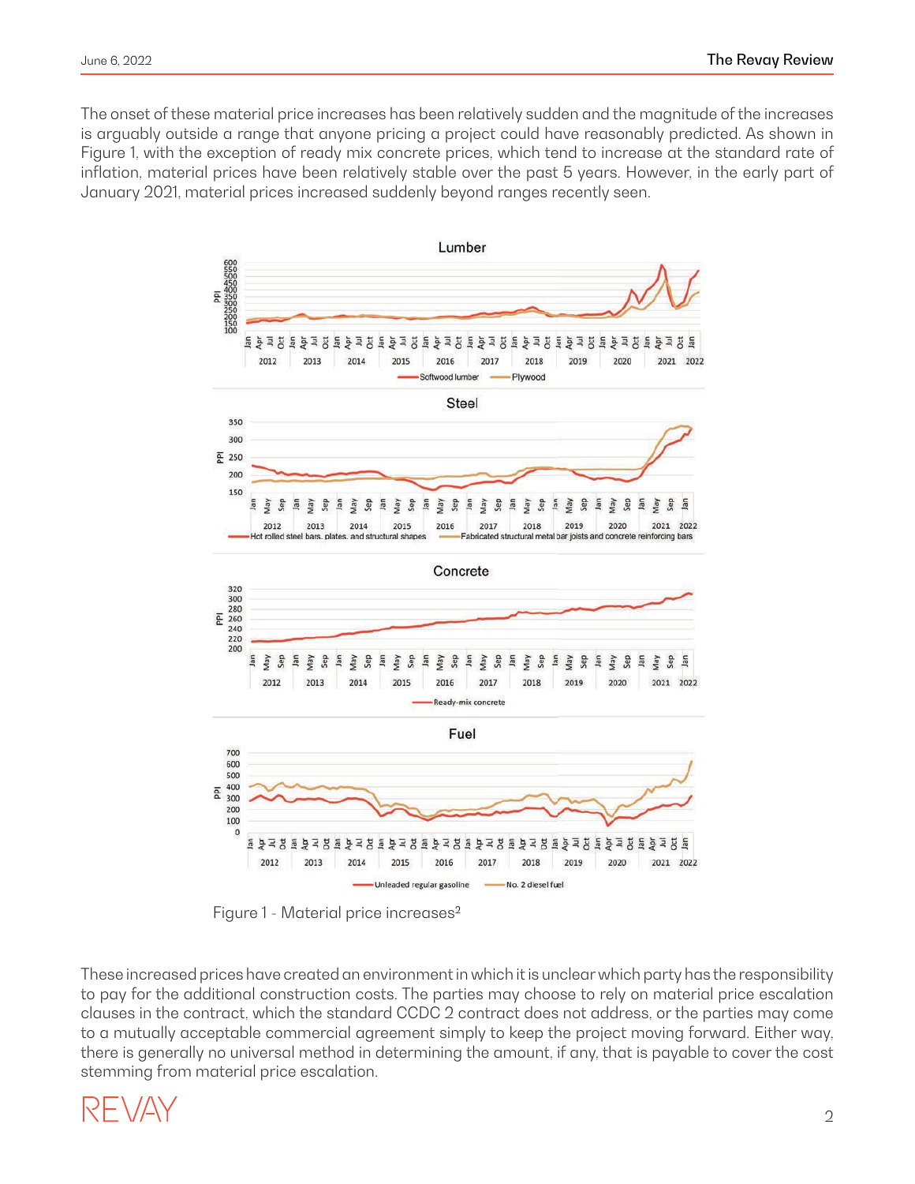The onset of these material price increases has been relatively sudden and the magnitude of the increases is arguably outside a range that anyone pricing a project could have reasonably predicted. As shown in Figure 1, with the exception of ready mix concrete prices, which tend to increase at the standard rate of inflation, material prices have been relatively stable over the past 5 years. However, in the early part of January 2021, material prices increased suddenly beyond ranges recently seen.

Figure 1 - Material price increases[2]

These increased prices have created an environment in which it is unclear which party has the responsibility to pay for the additional construction costs. The parties may choose to rely on material price escalation clauses in the contract, which the standard CCDC 2 contract does not address, or the parties may come to a mutually acceptable commercial agreement simply to keep the project moving forward. Either way, there is generally no universal method in determining the amount, if any, that is payable to cover the cost stemming from material price escalation.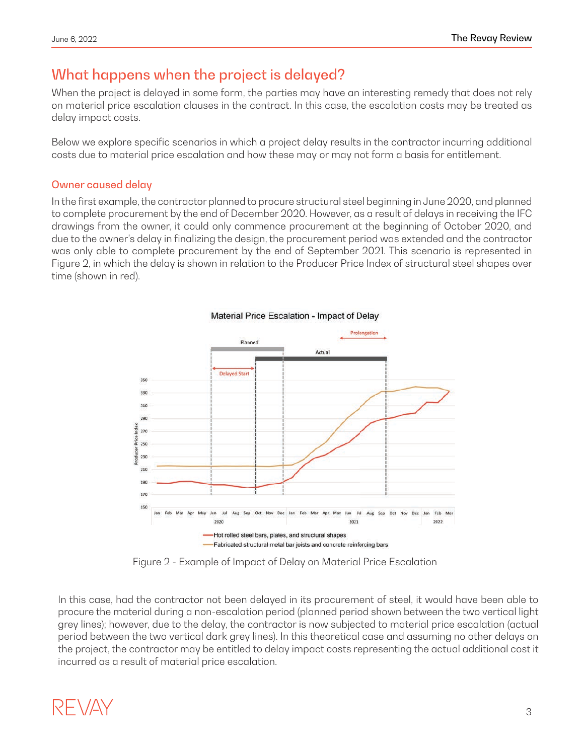## What happens when the project is delayed?

When the project is delayed in some form, the parties may have an interesting remedy that does not rely on material price escalation clauses in the contract. In this case, the escalation costs may be treated as delay impact costs.

Below we explore specific scenarios in which a project delay results in the contractor incurring additional costs due to material price escalation and how these may or may not form a basis for entitlement.

### Owner caused delay

In the first example, the contractor planned to procure structural steel beginning in June 2020, and planned to complete procurement by the end of December 2020. However, as a result of delays in receiving the IFC drawings from the owner, it could only commence procurement at the beginning of October 2020, and due to the owner's delay in finalizing the design, the procurement period was extended and the contractor was only able to complete procurement by the end of September 2021. This scenario is represented in Figure 2, in which the delay is shown in relation to the Producer Price Index of structural steel shapes over time (shown in red).

Figure 2 - Example of Impact of Delay on Material Price Escalation

In this case, had the contractor not been delayed in its procurement of steel, it would have been able to procure the material during a non-escalation period (planned period shown between the two vertical light grey lines); however, due to the delay, the contractor is now subjected to material price escalation (actual period between the two vertical dark grey lines). In this theoretical case and assuming no other delays on the project, the contractor may be entitled to delay impact costs representing the actual additional cost it incurred as a result of material price escalation.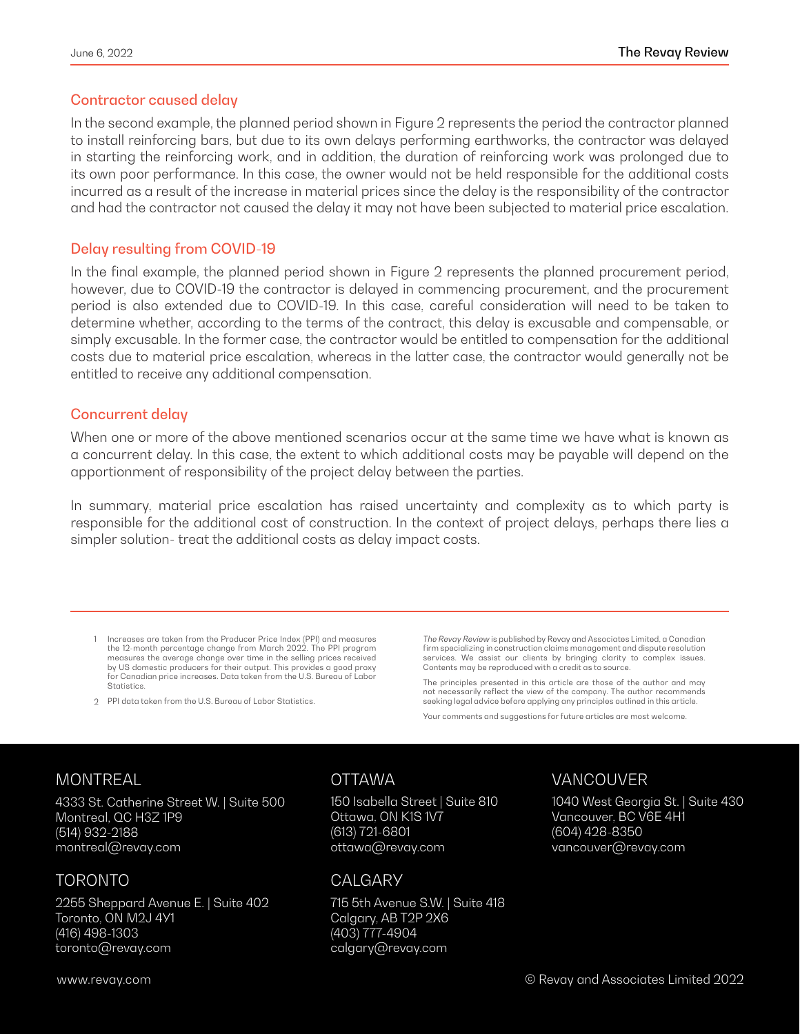### Contractor caused delay

In the second example, the planned period shown in Figure 2 represents the period the contractor planned to install reinforcing bars, but due to its own delays performing earthworks, the contractor was delayed in starting the reinforcing work, and in addition, the duration of reinforcing work was prolonged due to its own poor performance. In this case, the owner would not be held responsible for the additional costs incurred as a result of the increase in material prices since the delay is the responsibility of the contractor and had the contractor not caused the delay it may not have been subjected to material price escalation.

### Delay resulting from COVID-19

In the final example, the planned period shown in Figure 2 represents the planned procurement period, however, due to COVID-19 the contractor is delayed in commencing procurement, and the procurement period is also extended due to COVID-19. In this case, careful consideration will need to be taken to determine whether, according to the terms of the contract, this delay is excusable and compensable, or simply excusable. In the former case, the contractor would be entitled to compensation for the additional costs due to material price escalation, whereas in the latter case, the contractor would generally not be entitled to receive any additional compensation.

### Concurrent delay

When one or more of the above mentioned scenarios occur at the same time we have what is known as a concurrent delay. In this case, the extent to which additional costs may be payable will depend on the apportionment of responsibility of the project delay between the parties.

In summary, material price escalation has raised uncertainty and complexity as to which party is responsible for the additional cost of construction. In the context of project delays, perhaps there lies a simpler solution- treat the additional costs as delay impact costs.

---

1 Increases are taken from the Producer Price Index (PPI) and measures the 12-month percentage change from March 2022. The PPI program measures the average change over time in the selling prices received by US domestic producers for their output. This provides a good proxy for Canadian price increases. Data taken from the U.S. Bureau of Labor Statistics.

2 PPI data taken from the U.S. Bureau of Labor Statistics.

*The Revay Review* is published by Revay and Associates Limited, a Canadian firm specializing in construction claims management and dispute resolution services. We assist our clients by bringing clarity to complex issues. Contents may be reproduced with a credit as to source.

The principles presented in this article are those of the author and may not necessarily reflect the view of the company. The author recommends seeking legal advice before applying any principles outlined in this article.

Your comments and suggestions for future articles are most welcome.

**MONTREAL**
4333 St. Catherine Street W. | Suite 500
Montreal, QC H3Z 1P9
(514) 932-2188
montreal@revay.com

**TORONTO**
2255 Sheppard Avenue E. | Suite 402
Toronto, ON M2J 4Y1
(416) 498-1303
toronto@revay.com

**OTTAWA**
150 Isabella Street | Suite 810
Ottawa, ON K1S 1V7
(613) 721-6801
ottawa@revay.com

**CALGARY**
715 5th Avenue S.W. | Suite 418
Calgary, AB T2P 2X6
(403) 777-4904
calgary@revay.com

**VANCOUVER**
1040 West Georgia St. | Suite 430
Vancouver, BC V6E 4H1
(604) 428-8350
vancouver@revay.com

www.revay.com

© Revay and Associates Limited 2022